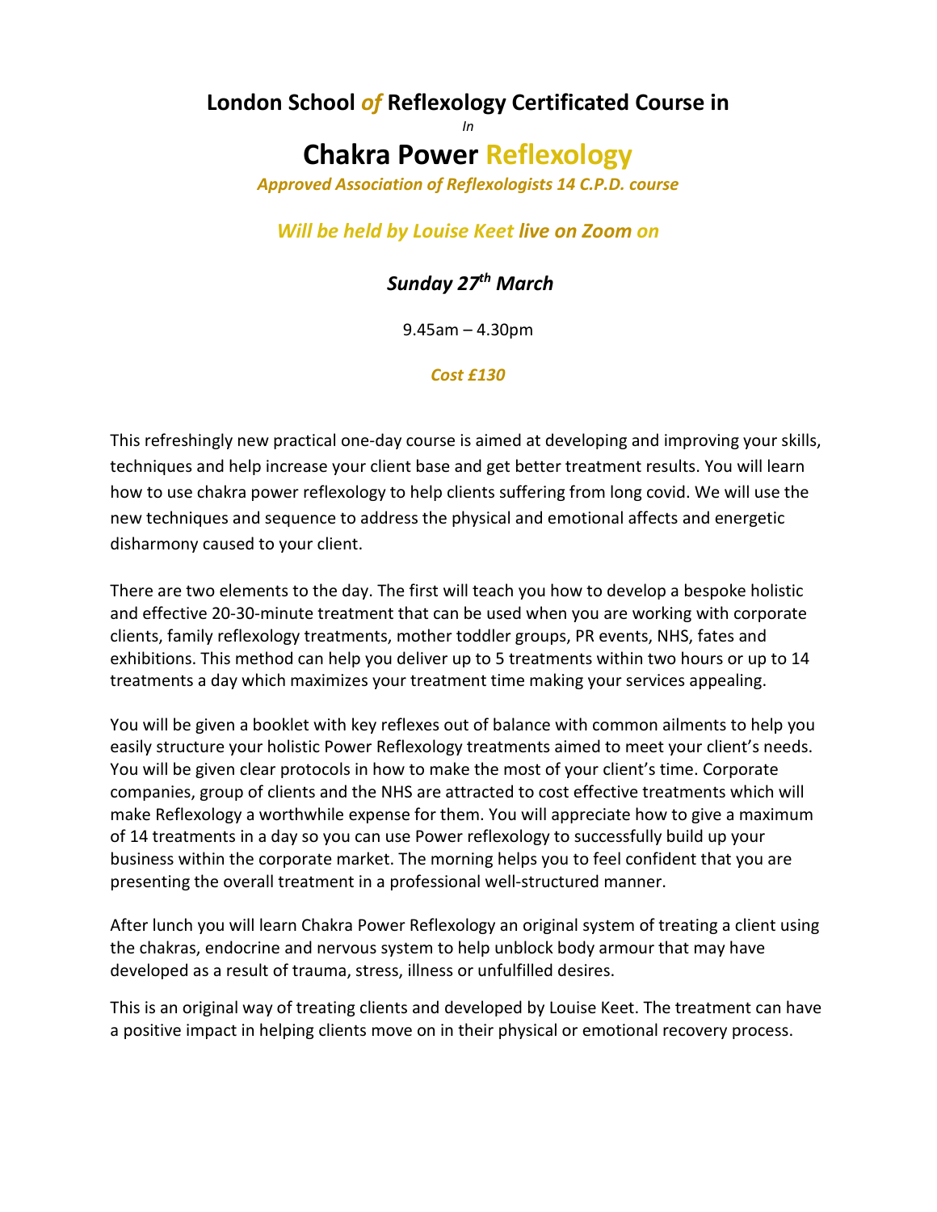## London School *of* Reflexology Certificated Course in

*In*

# Chakra Power Reflexology

***Approved Association of Reflexologists 14 C.P.D. course***

***Will be held by Louise Keet live on Zoom on***

***Sunday 27th March***

9.45am – 4.30pm

***Cost £130***

This refreshingly new practical one-day course is aimed at developing and improving your skills, techniques and help increase your client base and get better treatment results. You will learn how to use chakra power reflexology to help clients suffering from long covid. We will use the new techniques and sequence to address the physical and emotional affects and energetic disharmony caused to your client.

There are two elements to the day. The first will teach you how to develop a bespoke holistic and effective 20-30-minute treatment that can be used when you are working with corporate clients, family reflexology treatments, mother toddler groups, PR events, NHS, fates and exhibitions. This method can help you deliver up to 5 treatments within two hours or up to 14 treatments a day which maximizes your treatment time making your services appealing.

You will be given a booklet with key reflexes out of balance with common ailments to help you easily structure your holistic Power Reflexology treatments aimed to meet your client's needs. You will be given clear protocols in how to make the most of your client's time. Corporate companies, group of clients and the NHS are attracted to cost effective treatments which will make Reflexology a worthwhile expense for them. You will appreciate how to give a maximum of 14 treatments in a day so you can use Power reflexology to successfully build up your business within the corporate market. The morning helps you to feel confident that you are presenting the overall treatment in a professional well-structured manner.

After lunch you will learn Chakra Power Reflexology an original system of treating a client using the chakras, endocrine and nervous system to help unblock body armour that may have developed as a result of trauma, stress, illness or unfulfilled desires.

This is an original way of treating clients and developed by Louise Keet. The treatment can have a positive impact in helping clients move on in their physical or emotional recovery process.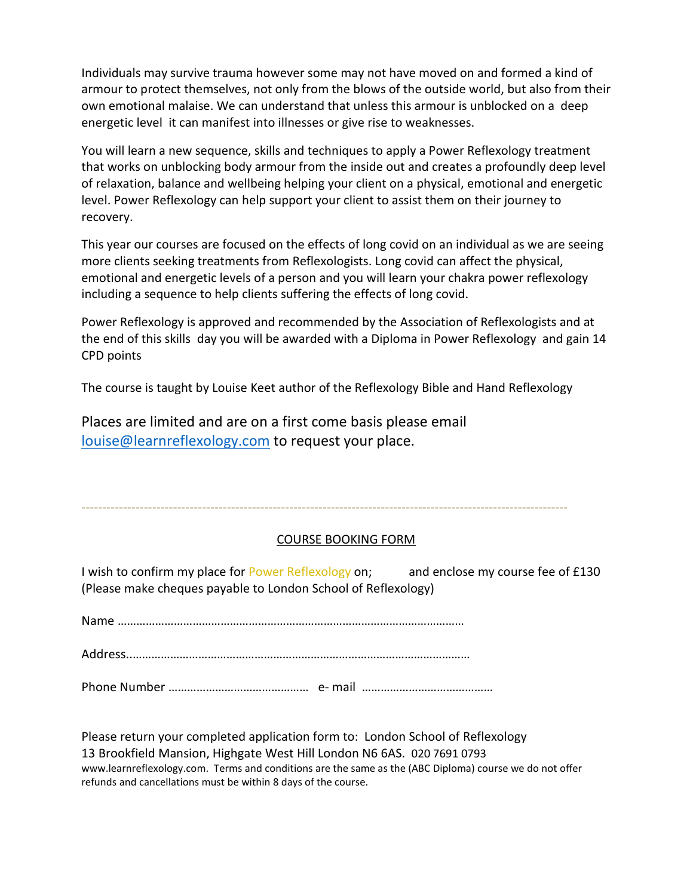Individuals may survive trauma however some may not have moved on and formed a kind of armour to protect themselves, not only from the blows of the outside world, but also from their own emotional malaise. We can understand that unless this armour is unblocked on a deep energetic level it can manifest into illnesses or give rise to weaknesses.

You will learn a new sequence, skills and techniques to apply a Power Reflexology treatment that works on unblocking body armour from the inside out and creates a profoundly deep level of relaxation, balance and wellbeing helping your client on a physical, emotional and energetic level. Power Reflexology can help support your client to assist them on their journey to recovery.

This year our courses are focused on the effects of long covid on an individual as we are seeing more clients seeking treatments from Reflexologists. Long covid can affect the physical, emotional and energetic levels of a person and you will learn your chakra power reflexology including a sequence to help clients suffering the effects of long covid.

Power Reflexology is approved and recommended by the Association of Reflexologists and at the end of this skills day you will be awarded with a Diploma in Power Reflexology and gain 14 CPD points

The course is taught by Louise Keet author of the Reflexology Bible and Hand Reflexology

Places are limited and are on a first come basis please email louise@learnreflexology.com to request your place.

---

COURSE BOOKING FORM

I wish to confirm my place for Power Reflexology on; and enclose my course fee of £130 (Please make cheques payable to London School of Reflexology)

Name ……………………………………………………………………………………………

Address..…………………………………………………………………………………………

Phone Number ……………………………………… e- mail ……………………………………

Please return your completed application form to: London School of Reflexology
13 Brookfield Mansion, Highgate West Hill London N6 6AS. 020 7691 0793
www.learnreflexology.com. Terms and conditions are the same as the (ABC Diploma) course we do not offer refunds and cancellations must be within 8 days of the course.